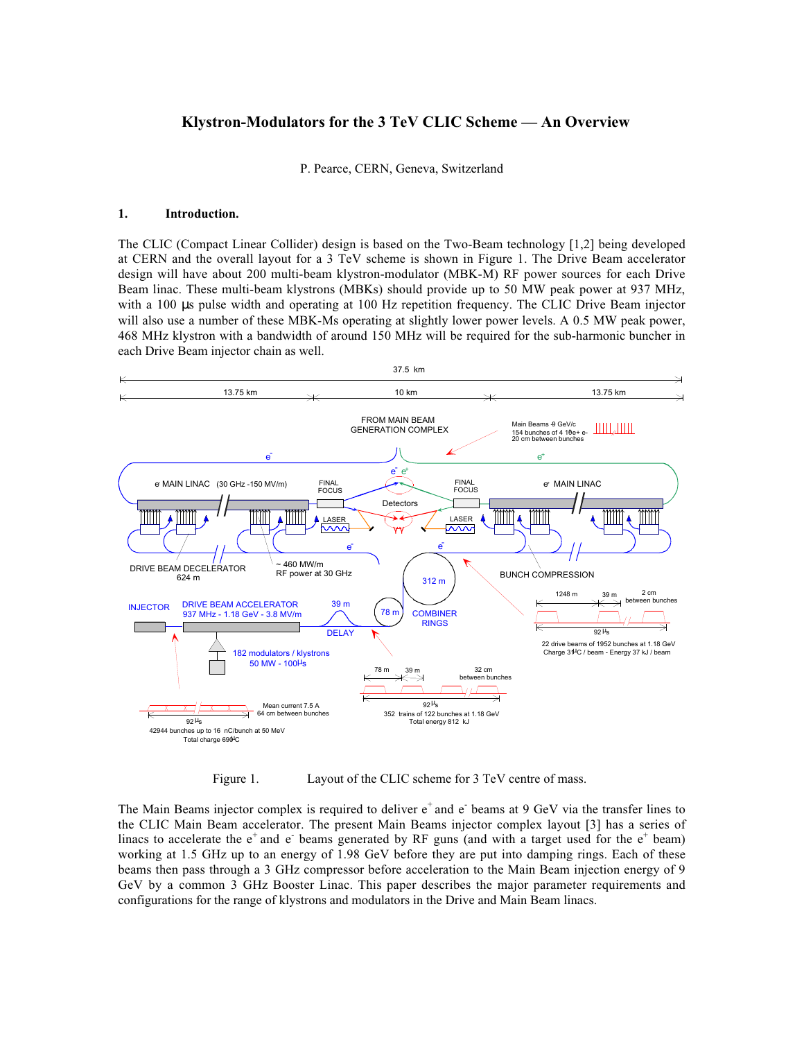# Klystron-Modulators for the 3 TeV CLIC Scheme — An Overview

P. Pearce, CERN, Geneva, Switzerland

## 1. Introduction.

The CLIC (Compact Linear Collider) design is based on the Two-Beam technology [1,2] being developed at CERN and the overall layout for a 3 TeV scheme is shown in Figure 1. The Drive Beam accelerator design will have about 200 multi-beam klystron-modulator (MBK-M) RF power sources for each Drive Beam linac. These multi-beam klystrons (MBKs) should provide up to 50 MW peak power at 937 MHz, with a 100 µs pulse width and operating at 100 Hz repetition frequency. The CLIC Drive Beam injector will also use a number of these MBK-Ms operating at slightly lower power levels. A 0.5 MW peak power, 468 MHz klystron with a bandwidth of around 150 MHz will be required for the sub-harmonic buncher in each Drive Beam injector chain as well.

Figure 1. Layout of the CLIC scheme for 3 TeV centre of mass.

The Main Beams injector complex is required to deliver $e^+$ and $e^-$ beams at 9 GeV via the transfer lines to the CLIC Main Beam accelerator. The present Main Beams injector complex layout [3] has a series of linacs to accelerate the $e^+$ and $e^-$ beams generated by RF guns (and with a target used for the $e^+$ beam) working at 1.5 GHz up to an energy of 1.98 GeV before they are put into damping rings. Each of these beams then pass through a 3 GHz compressor before acceleration to the Main Beam injection energy of 9 GeV by a common 3 GHz Booster Linac. This paper describes the major parameter requirements and configurations for the range of klystrons and modulators in the Drive and Main Beam linacs.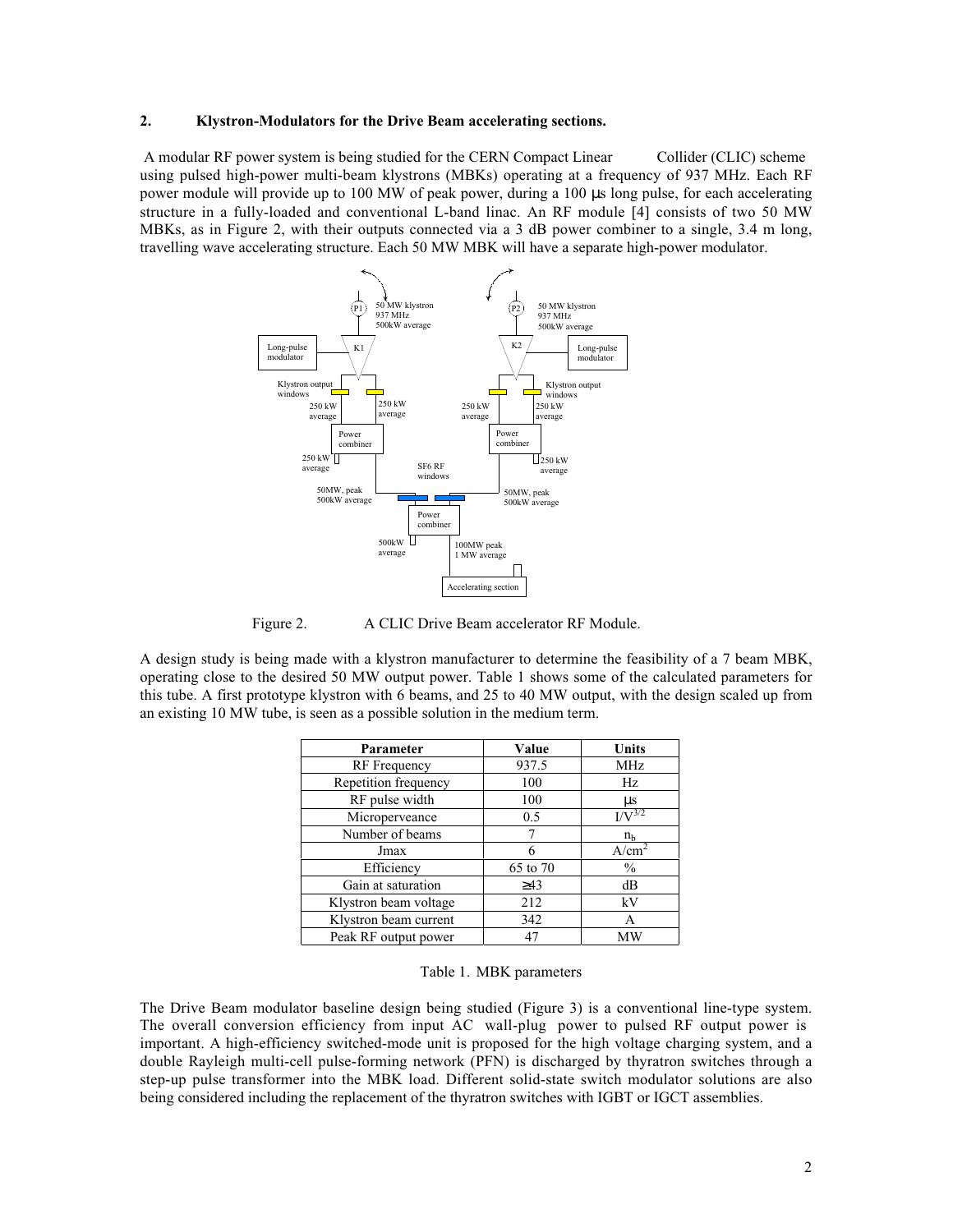## 2. Klystron-Modulators for the Drive Beam accelerating sections.

A modular RF power system is being studied for the CERN Compact Linear Collider (CLIC) scheme using pulsed high-power multi-beam klystrons (MBKs) operating at a frequency of 937 MHz. Each RF power module will provide up to 100 MW of peak power, during a 100 µs long pulse, for each accelerating structure in a fully-loaded and conventional L-band linac. An RF module [4] consists of two 50 MW MBKs, as in Figure 2, with their outputs connected via a 3 dB power combiner to a single, 3.4 m long, travelling wave accelerating structure. Each 50 MW MBK will have a separate high-power modulator.

Figure 2. A CLIC Drive Beam accelerator RF Module.

A design study is being made with a klystron manufacturer to determine the feasibility of a 7 beam MBK, operating close to the desired 50 MW output power. Table 1 shows some of the calculated parameters for this tube. A first prototype klystron with 6 beams, and 25 to 40 MW output, with the design scaled up from an existing 10 MW tube, is seen as a possible solution in the medium term.

| Parameter | Value | Units |
|---|---|---|
| RF Frequency | 937.5 | MHz |
| Repetition frequency | 100 | Hz |
| RF pulse width | 100 | µs |
| Microperveance | 0.5 | $I/V^{3/2}$ |
| Number of beams | 7 | $n_b$ |
| Jmax | 6 | $A/cm^2$ |
| Efficiency | 65 to 70 | % |
| Gain at saturation | ≥43 | dB |
| Klystron beam voltage | 212 | kV |
| Klystron beam current | 342 | A |
| Peak RF output power | 47 | MW |

Table 1. MBK parameters

The Drive Beam modulator baseline design being studied (Figure 3) is a conventional line-type system. The overall conversion efficiency from input AC wall-plug power to pulsed RF output power is important. A high-efficiency switched-mode unit is proposed for the high voltage charging system, and a double Rayleigh multi-cell pulse-forming network (PFN) is discharged by thyratron switches through a step-up pulse transformer into the MBK load. Different solid-state switch modulator solutions are also being considered including the replacement of the thyratron switches with IGBT or IGCT assemblies.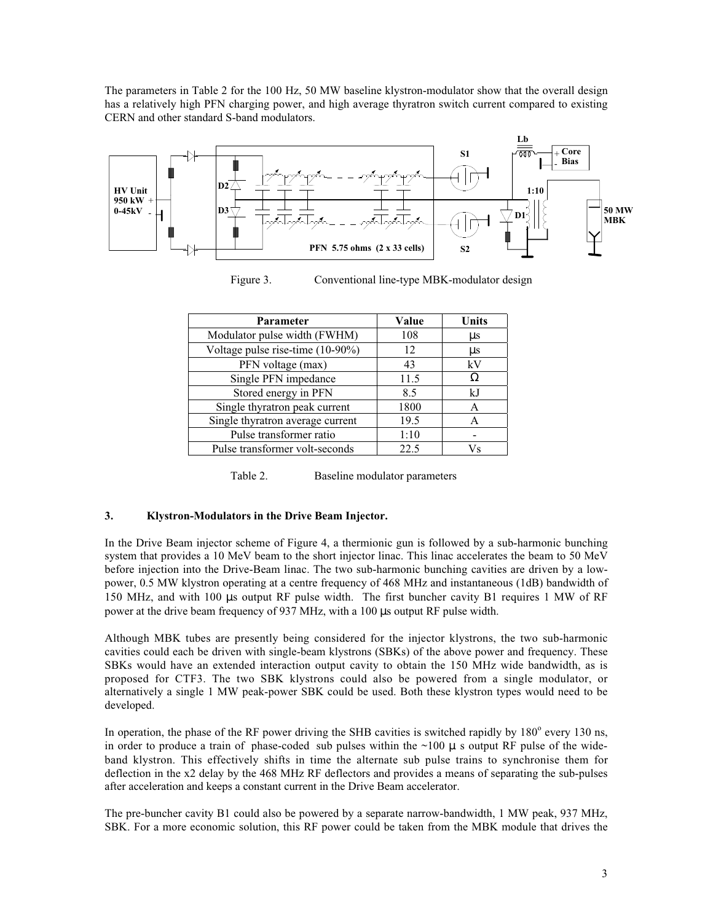The parameters in Table 2 for the 100 Hz, 50 MW baseline klystron-modulator show that the overall design has a relatively high PFN charging power, and high average thyratron switch current compared to existing CERN and other standard S-band modulators.

Figure 3. Conventional line-type MBK-modulator design

| Parameter | Value | Units |
|---|---|---|
| Modulator pulse width (FWHM) | 108 | µs |
| Voltage pulse rise-time (10-90%) | 12 | µs |
| PFN voltage (max) | 43 | kV |
| Single PFN impedance | 11.5 | Ω |
| Stored energy in PFN | 8.5 | kJ |
| Single thyratron peak current | 1800 | A |
| Single thyratron average current | 19.5 | A |
| Pulse transformer ratio | 1:10 | - |
| Pulse transformer volt-seconds | 22.5 | Vs |

Table 2. Baseline modulator parameters

### 3. Klystron-Modulators in the Drive Beam Injector.

In the Drive Beam injector scheme of Figure 4, a thermionic gun is followed by a sub-harmonic bunching system that provides a 10 MeV beam to the short injector linac. This linac accelerates the beam to 50 MeV before injection into the Drive-Beam linac. The two sub-harmonic bunching cavities are driven by a low-power, 0.5 MW klystron operating at a centre frequency of 468 MHz and instantaneous (1dB) bandwidth of 150 MHz, and with 100 µs output RF pulse width. The first buncher cavity B1 requires 1 MW of RF power at the drive beam frequency of 937 MHz, with a 100 µs output RF pulse width.

Although MBK tubes are presently being considered for the injector klystrons, the two sub-harmonic cavities could each be driven with single-beam klystrons (SBKs) of the above power and frequency. These SBKs would have an extended interaction output cavity to obtain the 150 MHz wide bandwidth, as is proposed for CTF3. The two SBK klystrons could also be powered from a single modulator, or alternatively a single 1 MW peak-power SBK could be used. Both these klystron types would need to be developed.

In operation, the phase of the RF power driving the SHB cavities is switched rapidly by 180° every 130 ns, in order to produce a train of phase-coded sub pulses within the ~100 µ s output RF pulse of the wide-band klystron. This effectively shifts in time the alternate sub pulse trains to synchronise them for deflection in the x2 delay by the 468 MHz RF deflectors and provides a means of separating the sub-pulses after acceleration and keeps a constant current in the Drive Beam accelerator.

The pre-buncher cavity B1 could also be powered by a separate narrow-bandwidth, 1 MW peak, 937 MHz, SBK. For a more economic solution, this RF power could be taken from the MBK module that drives the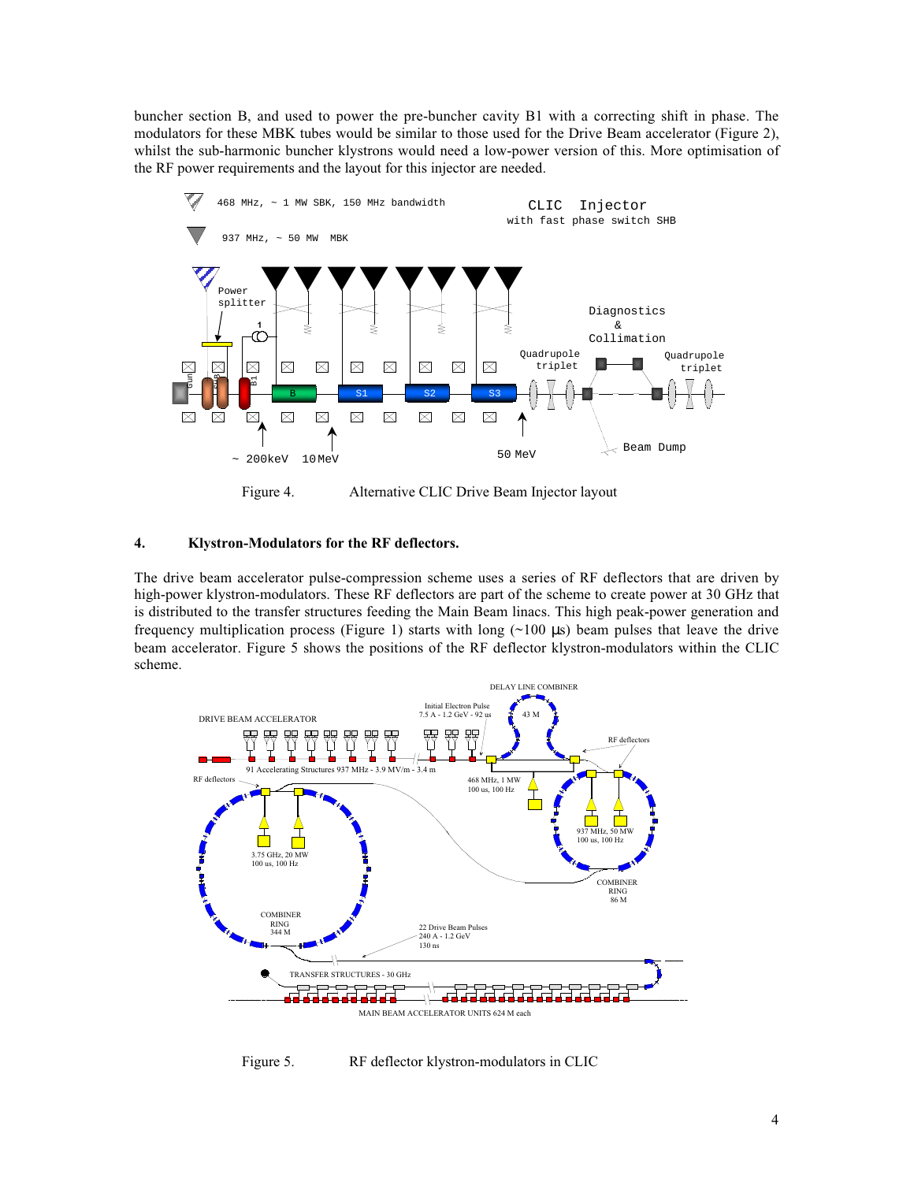buncher section B, and used to power the pre-buncher cavity B1 with a correcting shift in phase. The modulators for these MBK tubes would be similar to those used for the Drive Beam accelerator (Figure 2), whilst the sub-harmonic buncher klystrons would need a low-power version of this. More optimisation of the RF power requirements and the layout for this injector are needed.

Figure 4. Alternative CLIC Drive Beam Injector layout

## 4. Klystron-Modulators for the RF deflectors.

The drive beam accelerator pulse-compression scheme uses a series of RF deflectors that are driven by high-power klystron-modulators. These RF deflectors are part of the scheme to create power at 30 GHz that is distributed to the transfer structures feeding the Main Beam linacs. This high peak-power generation and frequency multiplication process (Figure 1) starts with long (~100 µs) beam pulses that leave the drive beam accelerator. Figure 5 shows the positions of the RF deflector klystron-modulators within the CLIC scheme.

Figure 5. RF deflector klystron-modulators in CLIC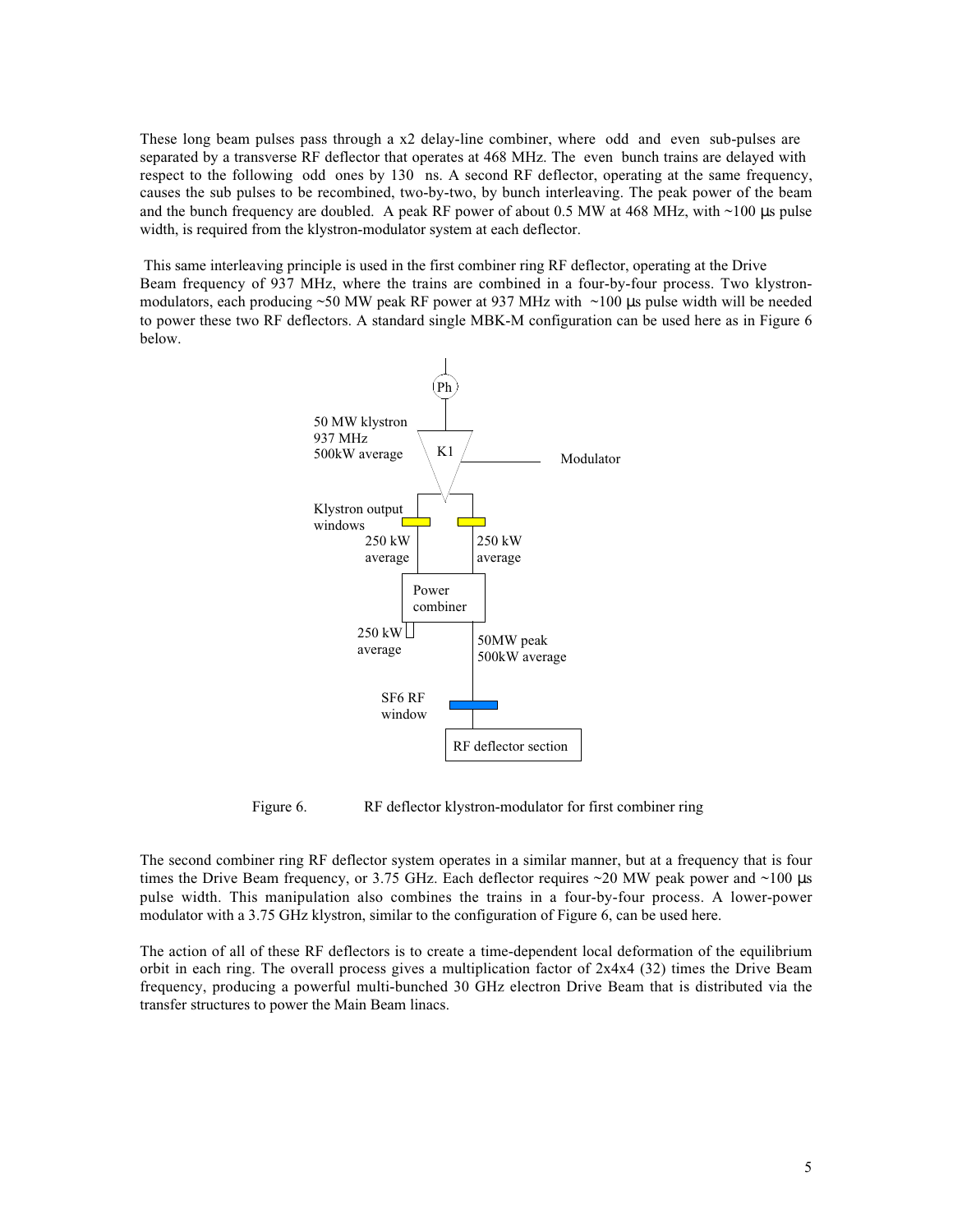These long beam pulses pass through a x2 delay-line combiner, where odd and even sub-pulses are separated by a transverse RF deflector that operates at 468 MHz. The even bunch trains are delayed with respect to the following odd ones by 130 ns. A second RF deflector, operating at the same frequency, causes the sub pulses to be recombined, two-by-two, by bunch interleaving. The peak power of the beam and the bunch frequency are doubled. A peak RF power of about 0.5 MW at 468 MHz, with ~100 μs pulse width, is required from the klystron-modulator system at each deflector.

This same interleaving principle is used in the first combiner ring RF deflector, operating at the Drive Beam frequency of 937 MHz, where the trains are combined in a four-by-four process. Two klystron-modulators, each producing ~50 MW peak RF power at 937 MHz with ~100 μs pulse width will be needed to power these two RF deflectors. A standard single MBK-M configuration can be used here as in Figure 6 below.

Ph

50 MW klystron
937 MHz
500kW average

K1

Modulator

Klystron output windows

250 kW average

250 kW average

Power combiner

250 kW average

50MW peak
500kW average

SF6 RF window

RF deflector section

Figure 6. RF deflector klystron-modulator for first combiner ring

The second combiner ring RF deflector system operates in a similar manner, but at a frequency that is four times the Drive Beam frequency, or 3.75 GHz. Each deflector requires ~20 MW peak power and ~100 μs pulse width. This manipulation also combines the trains in a four-by-four process. A lower-power modulator with a 3.75 GHz klystron, similar to the configuration of Figure 6, can be used here.

The action of all of these RF deflectors is to create a time-dependent local deformation of the equilibrium orbit in each ring. The overall process gives a multiplication factor of 2x4x4 (32) times the Drive Beam frequency, producing a powerful multi-bunched 30 GHz electron Drive Beam that is distributed via the transfer structures to power the Main Beam linacs.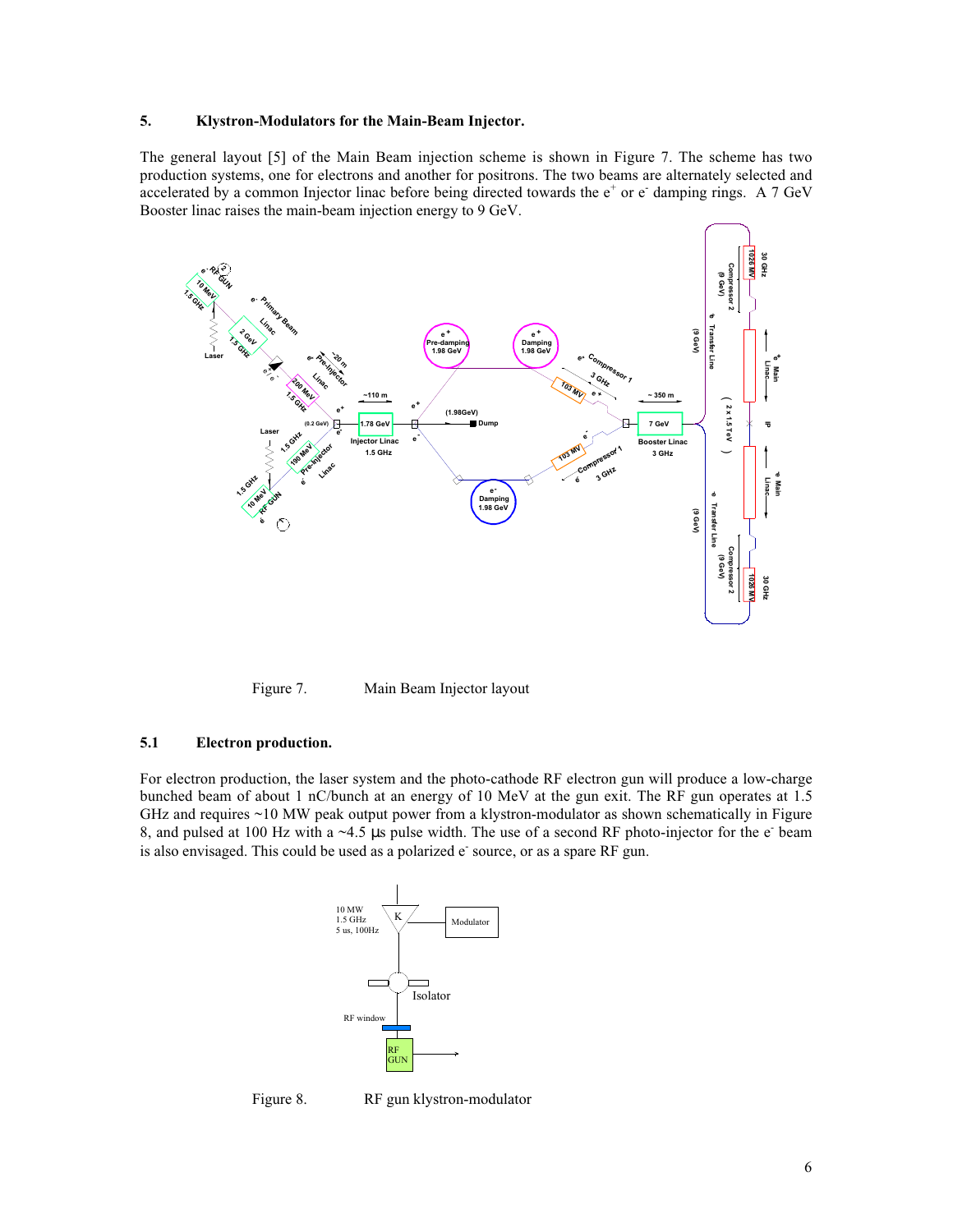## 5. Klystron-Modulators for the Main-Beam Injector.

The general layout [5] of the Main Beam injection scheme is shown in Figure 7. The scheme has two production systems, one for electrons and another for positrons. The two beams are alternately selected and accelerated by a common Injector linac before being directed towards the e$^+$ or e$^-$ damping rings. A 7 GeV Booster linac raises the main-beam injection energy to 9 GeV.

Figure 7. Main Beam Injector layout

### 5.1 Electron production.

For electron production, the laser system and the photo-cathode RF electron gun will produce a low-charge bunched beam of about 1 nC/bunch at an energy of 10 MeV at the gun exit. The RF gun operates at 1.5 GHz and requires ~10 MW peak output power from a klystron-modulator as shown schematically in Figure 8, and pulsed at 100 Hz with a ~4.5 µs pulse width. The use of a second RF photo-injector for the e$^-$ beam is also envisaged. This could be used as a polarized e$^-$ source, or as a spare RF gun.

Figure 8. RF gun klystron-modulator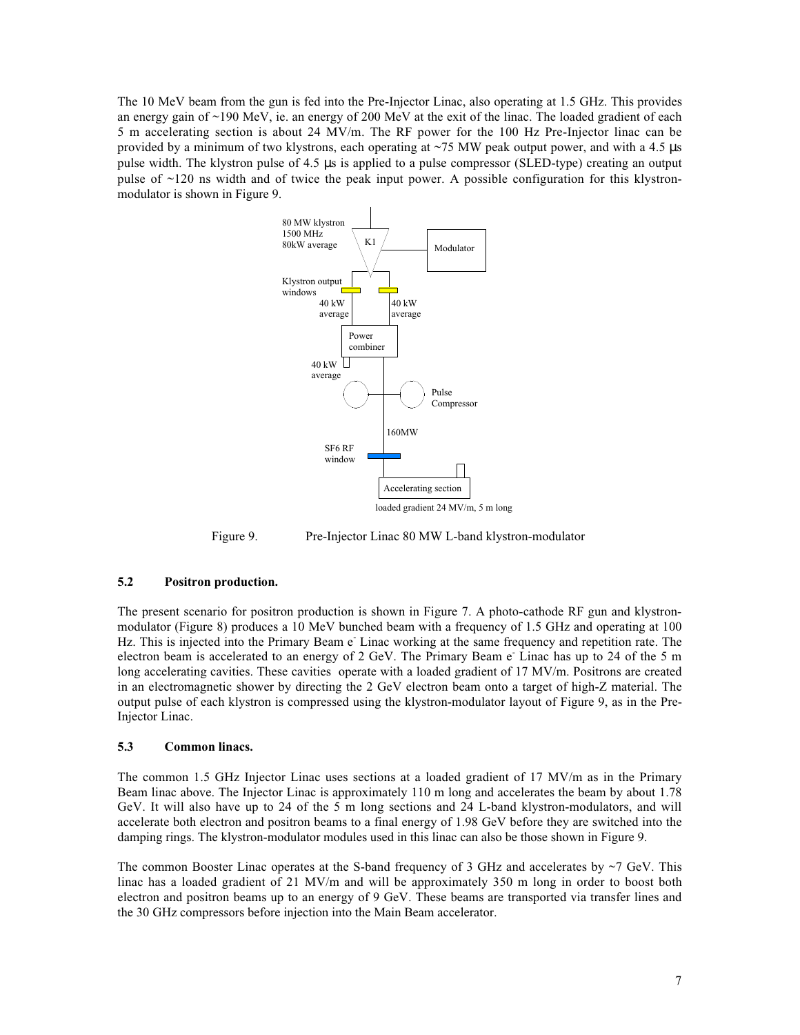The 10 MeV beam from the gun is fed into the Pre-Injector Linac, also operating at 1.5 GHz. This provides an energy gain of ~190 MeV, ie. an energy of 200 MeV at the exit of the linac. The loaded gradient of each 5 m accelerating section is about 24 MV/m. The RF power for the 100 Hz Pre-Injector linac can be provided by a minimum of two klystrons, each operating at ~75 MW peak output power, and with a 4.5 μs pulse width. The klystron pulse of 4.5 μs is applied to a pulse compressor (SLED-type) creating an output pulse of ~120 ns width and of twice the peak input power. A possible configuration for this klystron-modulator is shown in Figure 9.

Figure 9. Pre-Injector Linac 80 MW L-band klystron-modulator

### 5.2 Positron production.

The present scenario for positron production is shown in Figure 7. A photo-cathode RF gun and klystron-modulator (Figure 8) produces a 10 MeV bunched beam with a frequency of 1.5 GHz and operating at 100 Hz. This is injected into the Primary Beam $e^-$ Linac working at the same frequency and repetition rate. The electron beam is accelerated to an energy of 2 GeV. The Primary Beam $e^-$ Linac has up to 24 of the 5 m long accelerating cavities. These cavities operate with a loaded gradient of 17 MV/m. Positrons are created in an electromagnetic shower by directing the 2 GeV electron beam onto a target of high-Z material. The output pulse of each klystron is compressed using the klystron-modulator layout of Figure 9, as in the Pre-Injector Linac.

### 5.3 Common linacs.

The common 1.5 GHz Injector Linac uses sections at a loaded gradient of 17 MV/m as in the Primary Beam linac above. The Injector Linac is approximately 110 m long and accelerates the beam by about 1.78 GeV. It will also have up to 24 of the 5 m long sections and 24 L-band klystron-modulators, and will accelerate both electron and positron beams to a final energy of 1.98 GeV before they are switched into the damping rings. The klystron-modulator modules used in this linac can also be those shown in Figure 9.

The common Booster Linac operates at the S-band frequency of 3 GHz and accelerates by ~7 GeV. This linac has a loaded gradient of 21 MV/m and will be approximately 350 m long in order to boost both electron and positron beams up to an energy of 9 GeV. These beams are transported via transfer lines and the 30 GHz compressors before injection into the Main Beam accelerator.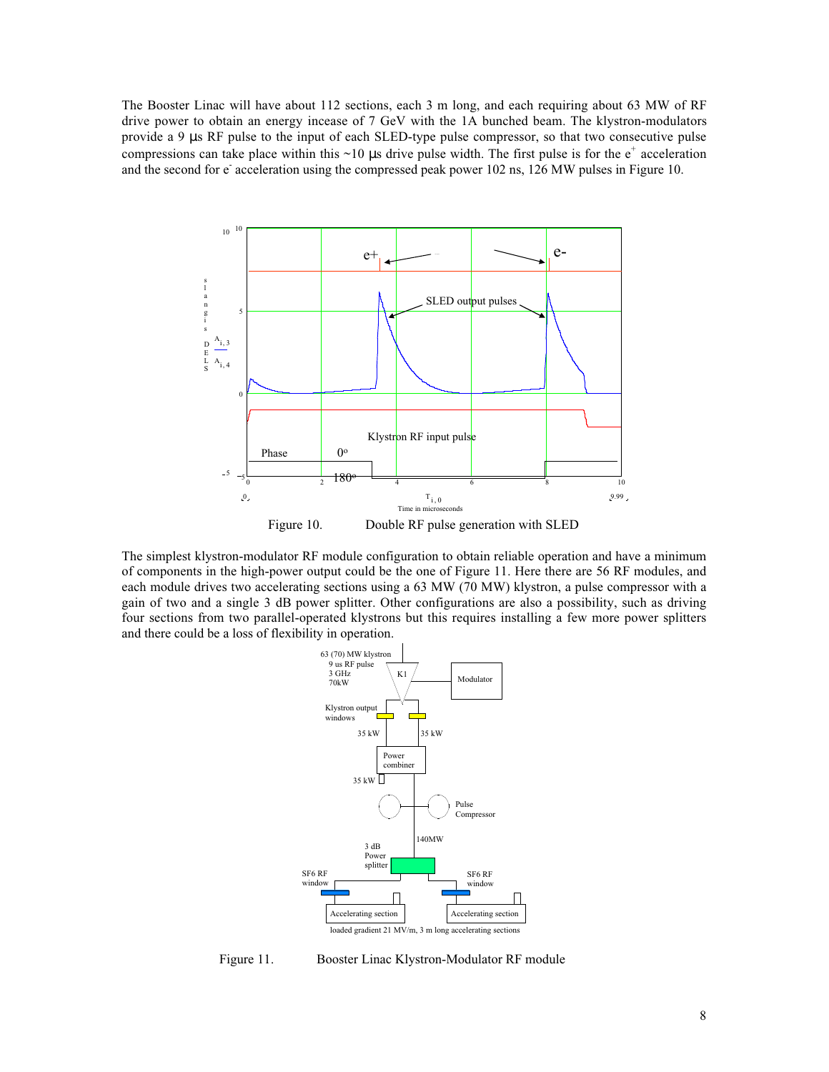The Booster Linac will have about 112 sections, each 3 m long, and each requiring about 63 MW of RF drive power to obtain an energy incease of 7 GeV with the 1A bunched beam. The klystron-modulators provide a 9 μs RF pulse to the input of each SLED-type pulse compressor, so that two consecutive pulse compressions can take place within this ~10 μs drive pulse width. The first pulse is for the $e^+$ acceleration and the second for $e^-$ acceleration using the compressed peak power 102 ns, 126 MW pulses in Figure 10.

Figure 10. Double RF pulse generation with SLED

The simplest klystron-modulator RF module configuration to obtain reliable operation and have a minimum of components in the high-power output could be the one of Figure 11. Here there are 56 RF modules, and each module drives two accelerating sections using a 63 MW (70 MW) klystron, a pulse compressor with a gain of two and a single 3 dB power splitter. Other configurations are also a possibility, such as driving four sections from two parallel-operated klystrons but this requires installing a few more power splitters and there could be a loss of flexibility in operation.

Figure 11. Booster Linac Klystron-Modulator RF module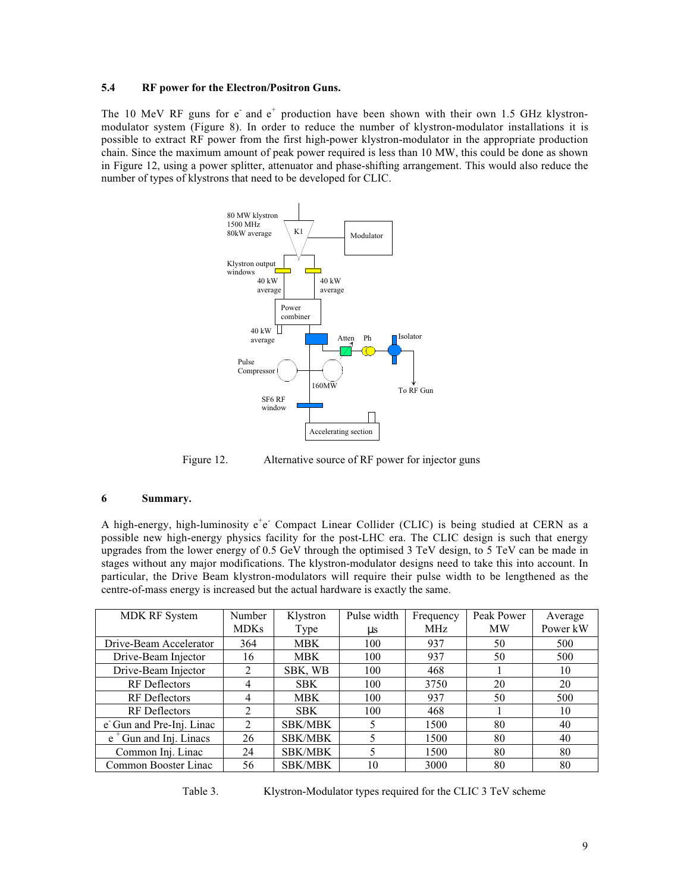### 5.4 RF power for the Electron/Positron Guns.

The 10 MeV RF guns for $e^-$ and $e^+$ production have been shown with their own 1.5 GHz klystron-modulator system (Figure 8). In order to reduce the number of klystron-modulator installations it is possible to extract RF power from the first high-power klystron-modulator in the appropriate production chain. Since the maximum amount of peak power required is less than 10 MW, this could be done as shown in Figure 12, using a power splitter, attenuator and phase-shifting arrangement. This would also reduce the number of types of klystrons that need to be developed for CLIC.

Figure 12. Alternative source of RF power for injector guns

## 6 Summary.

A high-energy, high-luminosity $e^+e^-$ Compact Linear Collider (CLIC) is being studied at CERN as a possible new high-energy physics facility for the post-LHC era. The CLIC design is such that energy upgrades from the lower energy of 0.5 GeV through the optimised 3 TeV design, to 5 TeV can be made in stages without any major modifications. The klystron-modulator designs need to take this into account. In particular, the Drive Beam klystron-modulators will require their pulse width to be lengthened as the centre-of-mass energy is increased but the actual hardware is exactly the same.

| MDK RF System | Number MDKs | Klystron Type | Pulse width μs | Frequency MHz | Peak Power MW | Average Power kW |
|---|---|---|---|---|---|---|
| Drive-Beam Accelerator | 364 | MBK | 100 | 937 | 50 | 500 |
| Drive-Beam Injector | 16 | MBK | 100 | 937 | 50 | 500 |
| Drive-Beam Injector | 2 | SBK, WB | 100 | 468 | 1 | 10 |
| RF Deflectors | 4 | SBK | 100 | 3750 | 20 | 20 |
| RF Deflectors | 4 | MBK | 100 | 937 | 50 | 500 |
| RF Deflectors | 2 | SBK | 100 | 468 | 1 | 10 |
| $e^-$ Gun and Pre-Inj. Linac | 2 | SBK/MBK | 5 | 1500 | 80 | 40 |
| $e^+$ Gun and Inj. Linacs | 26 | SBK/MBK | 5 | 1500 | 80 | 40 |
| Common Inj. Linac | 24 | SBK/MBK | 5 | 1500 | 80 | 80 |
| Common Booster Linac | 56 | SBK/MBK | 10 | 3000 | 80 | 80 |

Table 3. Klystron-Modulator types required for the CLIC 3 TeV scheme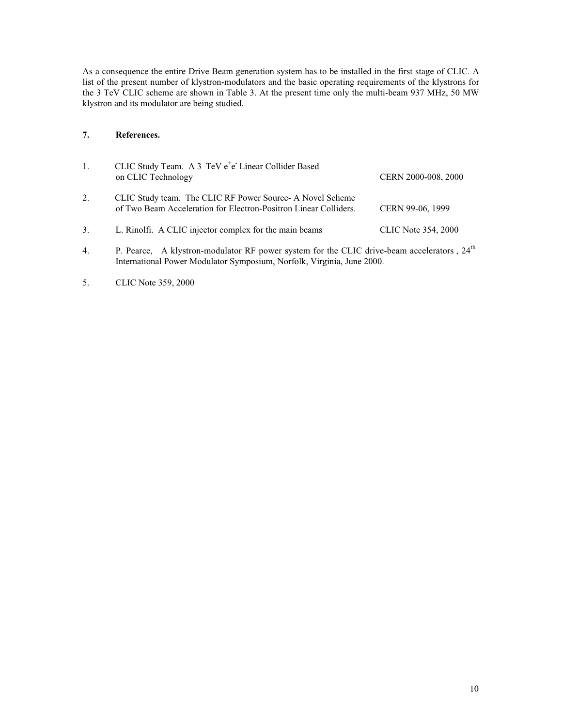As a consequence the entire Drive Beam generation system has to be installed in the first stage of CLIC. A list of the present number of klystron-modulators and the basic operating requirements of the klystrons for the 3 TeV CLIC scheme are shown in Table 3. At the present time only the multi-beam 937 MHz, 50 MW klystron and its modulator are being studied.

## 7. References.

1. CLIC Study Team. A 3 TeV $e^+e^-$ Linear Collider Based on CLIC Technology — CERN 2000-008, 2000
2. CLIC Study team. The CLIC RF Power Source- A Novel Scheme of Two Beam Acceleration for Electron-Positron Linear Colliders. — CERN 99-06, 1999
3. L. Rinolfi. A CLIC injector complex for the main beams — CLIC Note 354, 2000
4. P. Pearce, A klystron-modulator RF power system for the CLIC drive-beam accelerators , 24th International Power Modulator Symposium, Norfolk, Virginia, June 2000.
5. CLIC Note 359, 2000